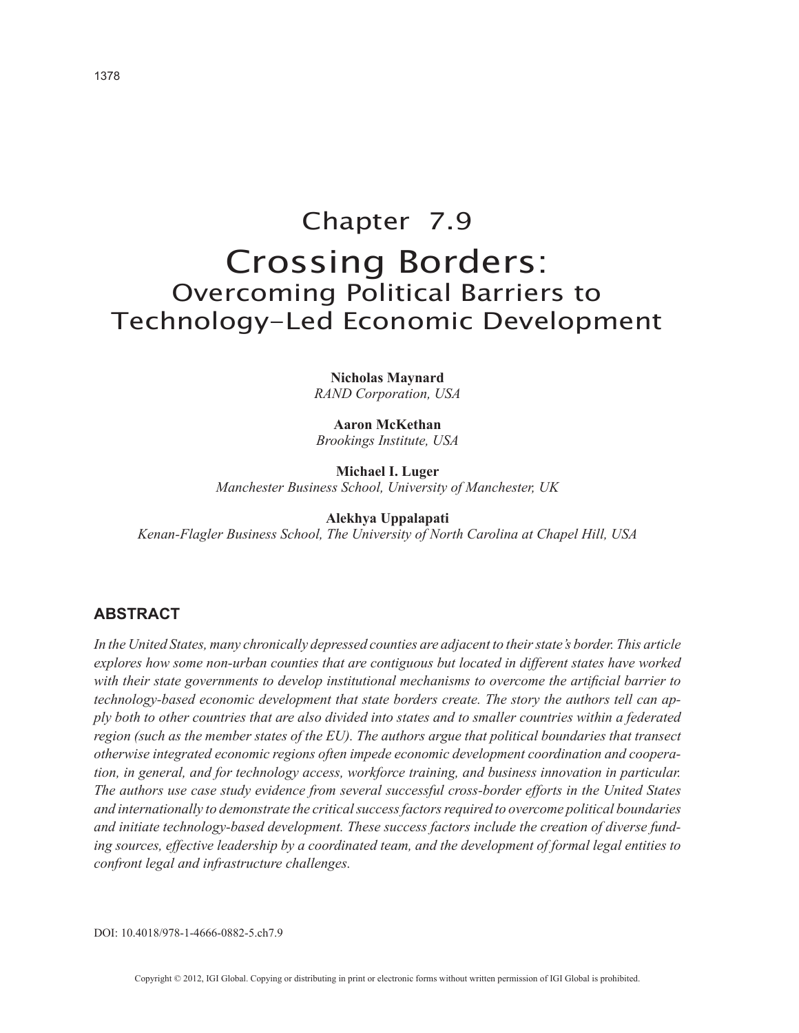# Chapter 7.9

# Crossing Borders:
## Overcoming Political Barriers to Technology-Led Economic Development

**Nicholas Maynard**
*RAND Corporation, USA*

**Aaron McKethan**
*Brookings Institute, USA*

**Michael I. Luger**
*Manchester Business School, University of Manchester, UK*

**Alekhya Uppalapati**
*Kenan-Flagler Business School, The University of North Carolina at Chapel Hill, USA*

## ABSTRACT

*In the United States, many chronically depressed counties are adjacent to their state's border. This article explores how some non-urban counties that are contiguous but located in different states have worked with their state governments to develop institutional mechanisms to overcome the artificial barrier to technology-based economic development that state borders create. The story the authors tell can apply both to other countries that are also divided into states and to smaller countries within a federated region (such as the member states of the EU). The authors argue that political boundaries that transect otherwise integrated economic regions often impede economic development coordination and cooperation, in general, and for technology access, workforce training, and business innovation in particular. The authors use case study evidence from several successful cross-border efforts in the United States and internationally to demonstrate the critical success factors required to overcome political boundaries and initiate technology-based development. These success factors include the creation of diverse funding sources, effective leadership by a coordinated team, and the development of formal legal entities to confront legal and infrastructure challenges.*

DOI: 10.4018/978-1-4666-0882-5.ch7.9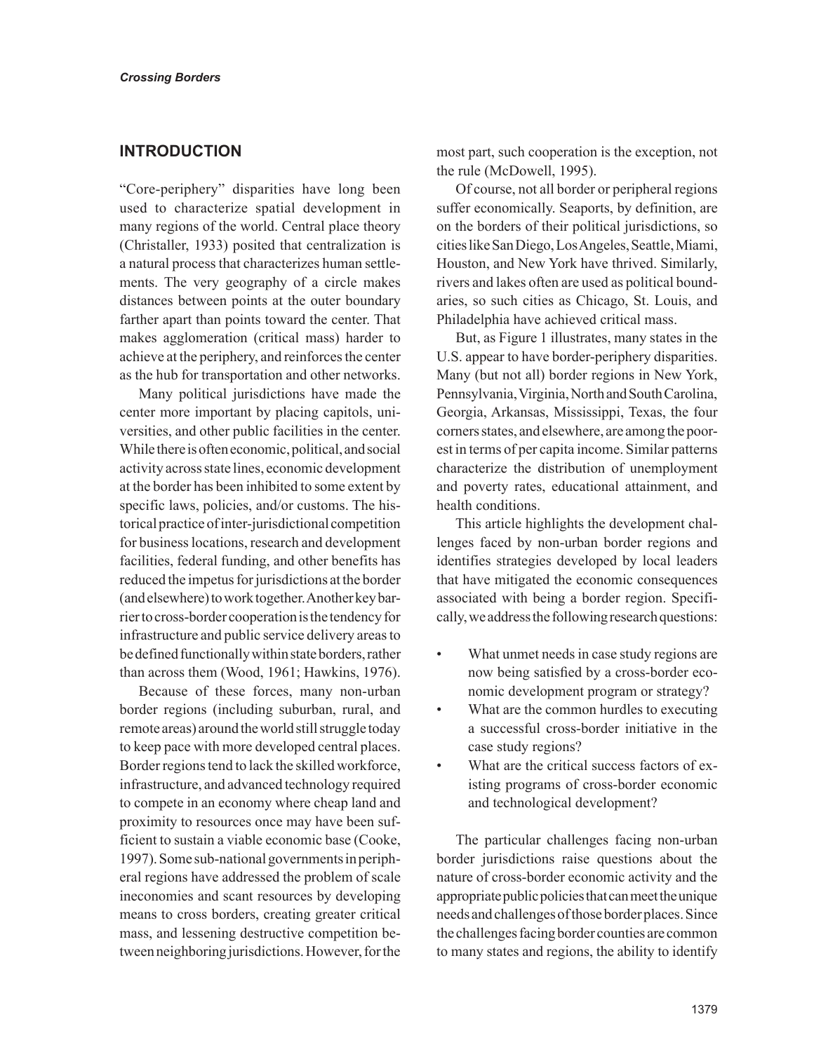## INTRODUCTION

"Core-periphery" disparities have long been used to characterize spatial development in many regions of the world. Central place theory (Christaller, 1933) posited that centralization is a natural process that characterizes human settlements. The very geography of a circle makes distances between points at the outer boundary farther apart than points toward the center. That makes agglomeration (critical mass) harder to achieve at the periphery, and reinforces the center as the hub for transportation and other networks.

Many political jurisdictions have made the center more important by placing capitols, universities, and other public facilities in the center. While there is often economic, political, and social activity across state lines, economic development at the border has been inhibited to some extent by specific laws, policies, and/or customs. The historical practice of inter-jurisdictional competition for business locations, research and development facilities, federal funding, and other benefits has reduced the impetus for jurisdictions at the border (and elsewhere) to work together. Another key barrier to cross-border cooperation is the tendency for infrastructure and public service delivery areas to be defined functionally within state borders, rather than across them (Wood, 1961; Hawkins, 1976).

Because of these forces, many non-urban border regions (including suburban, rural, and remote areas) around the world still struggle today to keep pace with more developed central places. Border regions tend to lack the skilled workforce, infrastructure, and advanced technology required to compete in an economy where cheap land and proximity to resources once may have been sufficient to sustain a viable economic base (Cooke, 1997). Some sub-national governments in peripheral regions have addressed the problem of scale ineconomies and scant resources by developing means to cross borders, creating greater critical mass, and lessening destructive competition between neighboring jurisdictions. However, for the most part, such cooperation is the exception, not the rule (McDowell, 1995).

Of course, not all border or peripheral regions suffer economically. Seaports, by definition, are on the borders of their political jurisdictions, so cities like San Diego, Los Angeles, Seattle, Miami, Houston, and New York have thrived. Similarly, rivers and lakes often are used as political boundaries, so such cities as Chicago, St. Louis, and Philadelphia have achieved critical mass.

But, as Figure 1 illustrates, many states in the U.S. appear to have border-periphery disparities. Many (but not all) border regions in New York, Pennsylvania, Virginia, North and South Carolina, Georgia, Arkansas, Mississippi, Texas, the four corners states, and elsewhere, are among the poorest in terms of per capita income. Similar patterns characterize the distribution of unemployment and poverty rates, educational attainment, and health conditions.

This article highlights the development challenges faced by non-urban border regions and identifies strategies developed by local leaders that have mitigated the economic consequences associated with being a border region. Specifically, we address the following research questions:

- What unmet needs in case study regions are now being satisfied by a cross-border economic development program or strategy?
- What are the common hurdles to executing a successful cross-border initiative in the case study regions?
- What are the critical success factors of existing programs of cross-border economic and technological development?

The particular challenges facing non-urban border jurisdictions raise questions about the nature of cross-border economic activity and the appropriate public policies that can meet the unique needs and challenges of those border places. Since the challenges facing border counties are common to many states and regions, the ability to identify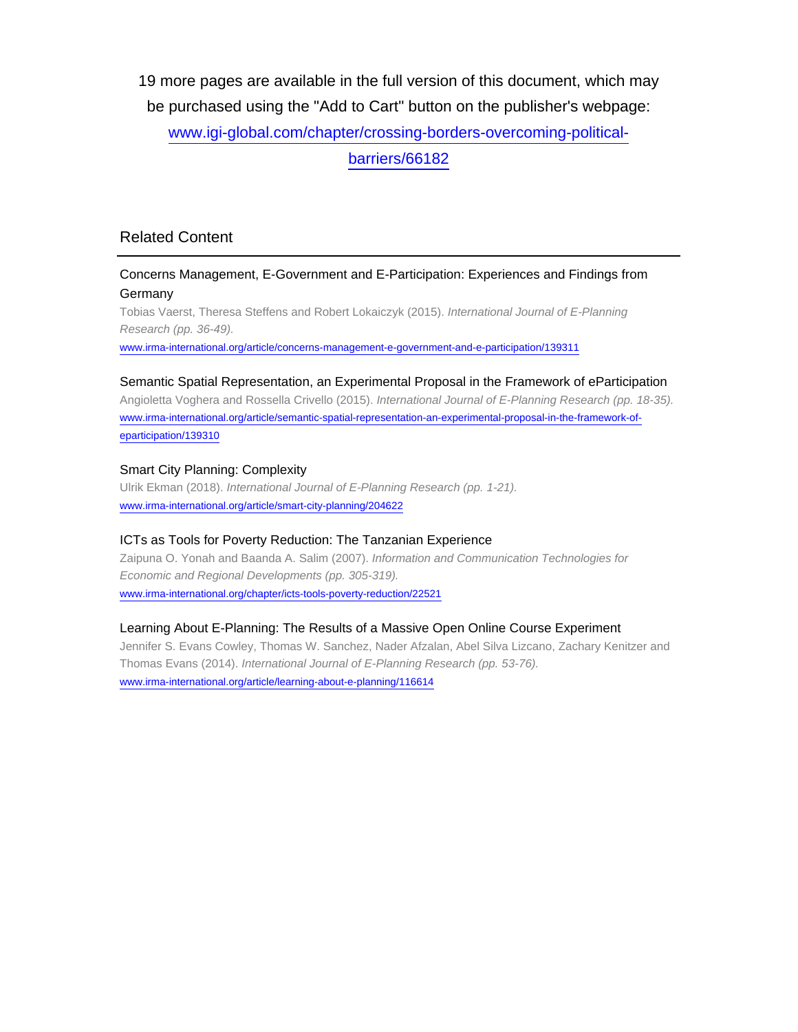19 more pages are available in the full version of this document, which may be purchased using the "Add to Cart" button on the publisher's webpage: [www.igi-global.com/chapter/crossing-borders-overcoming-political-barriers/66182](http://www.igi-global.com/chapter/crossing-borders-overcoming-political-barriers/66182)

## Related Content

### Concerns Management, E-Government and E-Participation: Experiences and Findings from Germany

Tobias Vaerst, Theresa Steffens and Robert Lokaiczyk (2015). *International Journal of E-Planning Research (pp. 36-49).*

[www.irma-international.org/article/concerns-management-e-government-and-e-participation/139311](http://www.irma-international.org/article/concerns-management-e-government-and-e-participation/139311)

### Semantic Spatial Representation, an Experimental Proposal in the Framework of eParticipation

Angioletta Voghera and Rossella Crivello (2015). *International Journal of E-Planning Research (pp. 18-35).*

[www.irma-international.org/article/semantic-spatial-representation-an-experimental-proposal-in-the-framework-of-eparticipation/139310](http://www.irma-international.org/article/semantic-spatial-representation-an-experimental-proposal-in-the-framework-of-eparticipation/139310)

### Smart City Planning: Complexity

Ulrik Ekman (2018). *International Journal of E-Planning Research (pp. 1-21).*

[www.irma-international.org/article/smart-city-planning/204622](http://www.irma-international.org/article/smart-city-planning/204622)

### ICTs as Tools for Poverty Reduction: The Tanzanian Experience

Zaipuna O. Yonah and Baanda A. Salim (2007). *Information and Communication Technologies for Economic and Regional Developments (pp. 305-319).*

[www.irma-international.org/chapter/icts-tools-poverty-reduction/22521](http://www.irma-international.org/chapter/icts-tools-poverty-reduction/22521)

### Learning About E-Planning: The Results of a Massive Open Online Course Experiment

Jennifer S. Evans Cowley, Thomas W. Sanchez, Nader Afzalan, Abel Silva Lizcano, Zachary Kenitzer and Thomas Evans (2014). *International Journal of E-Planning Research (pp. 53-76).*

[www.irma-international.org/article/learning-about-e-planning/116614](http://www.irma-international.org/article/learning-about-e-planning/116614)